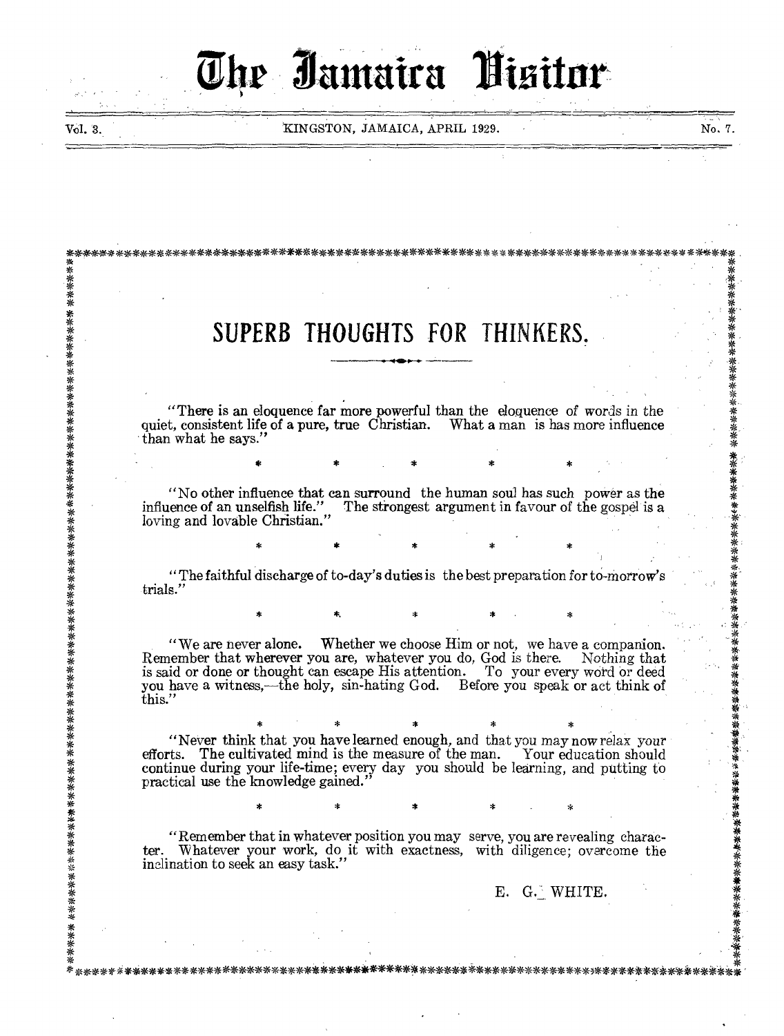# The Jamaica Visitor

Vol. 3. KINGSTON, JAMAICA, APRIL 1929. No. 7.

## SUPERB THOUGHTS FOR THINKERS.

"There is an eloquence far more powerful than the eloquence of words in the quiet, consistent life of a pure, true Christian. What a man is has more influence than what he says."

\* \* \* \* \*

"No other influence that can surround the human soul has such power as the influence of an unselfish life." The strongest argument in favour of the gospel is a loving and lovable Christian."

\* \* \* \* \*

"The faithful discharge of to-day's duties is the best preparation for to-morrow's trials."

\* \* \* \* \*

"We are never alone. Whether we choose Him or not, we have a companion. Remember that wherever you are, whatever you do, God is there. Nothing that is said or done or thought can escape His attention. To your every word or deed you have a witness,—the holy, sin-hating God. Before you speak or act think of this."

\* \* \* \* \*

"Never think that you have learned enough, and that you may now relax your efforts. The cultivated mind is the measure of the man. Your education should continue during your life-time; every day you should be learning, and putting to practical use the knowledge gained."

\* \* \* \* \*

"Remember that in whatever position you may serve, you are revealing character. Whatever your work, do it with exactness, with diligence; overcome the inclination to seek an easy task."

E. G. WHITE.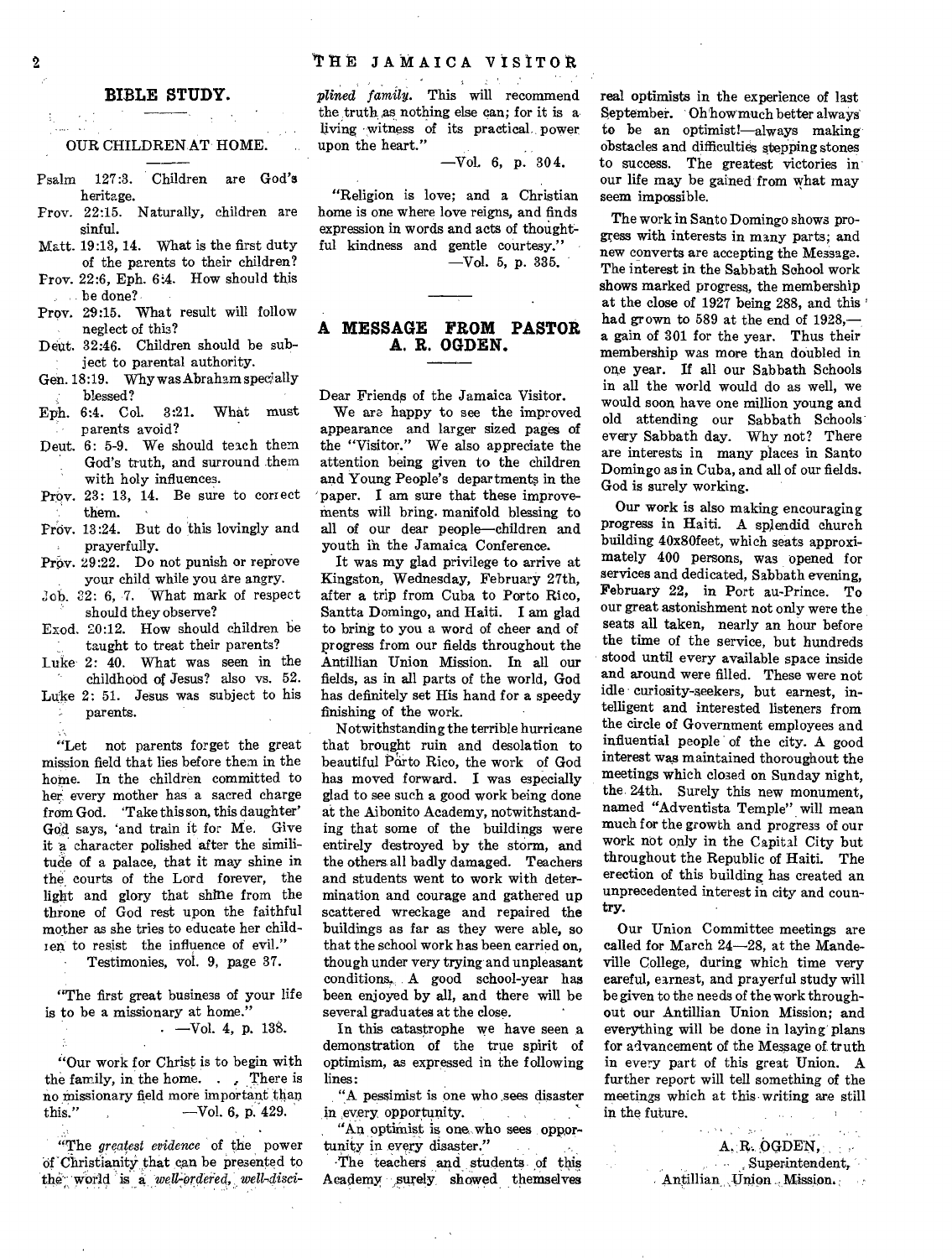## BIBLE STUDY.

### OUR CHILDREN AT HOME.

- Psalm 127:3. Children are God's heritage.
- Prov. 22:15. Naturally, children are sinful.
- Matt. 19:13, 14. What is the first duty of the parents to their children?
- Prov. 22:6, Eph. 6:4. How should this be done?
- Prov. 29:15. What result will follow neglect of this?
- Deut. 32:46. Children should be subject to parental authority.
- Gen. 18:19. Why was Abraham specially blessed?
- Eph. 6:4. Col. 3:21. What must parents avoid?
- Deut. 6: 5-9. We should teach them God's truth, and surround them with holy influences.
- Prov. 23: 13, 14. Be sure to correct them.
- Prov. 13:24. But do this lovingly and prayerfully.
- Prov. 29:22. Do not punish or reprove your child while you are angry.
- Job. 32: 6, 7. What mark of respect should they observe?
- Exod. 20:12. How should children be taught to treat their parents?
- Luke 2: 40. What was seen in the childhood of Jesus? also vs. 52.
- Luke 2: 51. Jesus was subject to his parents.

"Let not parents forget the great mission field that lies before them in the home. In the children committed to her every mother has a sacred charge from God. 'Take this son, this daughter' God says, 'and train it for Me. Give it a character polished after the similitude of a palace, that it may shine in the courts of the Lord forever, the light and glory that shine from the throne of God rest upon the faithful mother as she tries to educate her children to resist the influence of evil."

Testimonies, vol. 9, page 37.

"The first great business of your life is to be a missionary at home."

—Vol. 4, p. 138.

"Our work for Christ is to begin with the family, in the home. . . There is no missionary field more important than this." —Vol. 6, p. 429.

"The *greatest evidence* of the power of Christianity that can be presented to the world is a *well-ordered, well-disciplined family*. This will recommend the truth as nothing else can; for it is a living witness of its practical power upon the heart."

—Vol. 6, p. 304.

"Religion is love; and a Christian home is one where love reigns, and finds expression in words and acts of thoughtful kindness and gentle courtesy."

—Vol. 5, p. 335.

## A MESSAGE FROM PASTOR A. R. OGDEN.

Dear Friends of the Jamaica Visitor.

We are happy to see the improved appearance and larger sized pages of the "Visitor." We also appreciate the attention being given to the children and Young People's departments in the paper. I am sure that these improvements will bring manifold blessing to all of our dear people—children and youth in the Jamaica Conference.

It was my glad privilege to arrive at Kingston, Wednesday, February 27th, after a trip from Cuba to Porto Rico, Santta Domingo, and Haiti. I am glad to bring to you a word of cheer and of progress from our fields throughout the Antillian Union Mission. In all our fields, as in all parts of the world, God has definitely set His hand for a speedy finishing of the work.

Notwithstanding the terrible hurricane that brought ruin and desolation to beautiful Porto Rico, the work of God has moved forward. I was especially glad to see such a good work being done at the Aibonito Academy, notwithstanding that some of the buildings were entirely destroyed by the storm, and the others all badly damaged. Teachers and students went to work with determination and courage and gathered up scattered wreckage and repaired the buildings as far as they were able, so that the school work has been carried on, though under very trying and unpleasant conditions. A good school-year has been enjoyed by all, and there will be several graduates at the close.

In this catastrophe we have seen a demonstration of the true spirit of optimism, as expressed in the following lines:

"A pessimist is one who sees disaster in every opportunity.

"An optimist is one who sees opportunity in every disaster."

The teachers and students of this Academy surely showed themselves real optimists in the experience of last September. Oh how much better always to be an optimist!—always making obstacles and difficulties stepping stones to success. The greatest victories in our life may be gained from what may seem impossible.

The work in Santo Domingo shows progress with interests in many parts; and new converts are accepting the Message. The interest in the Sabbath School work shows marked progress, the membership at the close of 1927 being 288, and this had grown to 589 at the end of 1928,—a gain of 301 for the year. Thus their membership was more than doubled in one year. If all our Sabbath Schools in all the world would do as well, we would soon have one million young and old attending our Sabbath Schools every Sabbath day. Why not? There are interests in many places in Santo Domingo as in Cuba, and all of our fields. God is surely working.

Our work is also making encouraging progress in Haiti. A splendid church building 40x80feet, which seats approximately 400 persons, was opened for services and dedicated, Sabbath evening, February 22, in Port au-Prince. To our great astonishment not only were the seats all taken, nearly an hour before the time of the service, but hundreds stood until every available space inside and around were filled. These were not idle curiosity-seekers, but earnest, intelligent and interested listeners from the circle of Government employees and influential people of the city. A good interest was maintained thoroughout the meetings which closed on Sunday night, the 24th. Surely this new monument, named "Adventista Temple" will mean much for the growth and progress of our work not only in the Capital City but throughout the Republic of Haiti. The erection of this building has created an unprecedented interest in city and country.

Our Union Committee meetings are called for March 24—28, at the Mandeville College, during which time very careful, earnest, and prayerful study will be given to the needs of the work throughout our Antillian Union Mission; and everything will be done in laying plans for advancement of the Message of truth in every part of this great Union. A further report will tell something of the meetings which at this writing are still in the future.

A. R. OGDEN,
Superintendent,
Antillian Union Mission.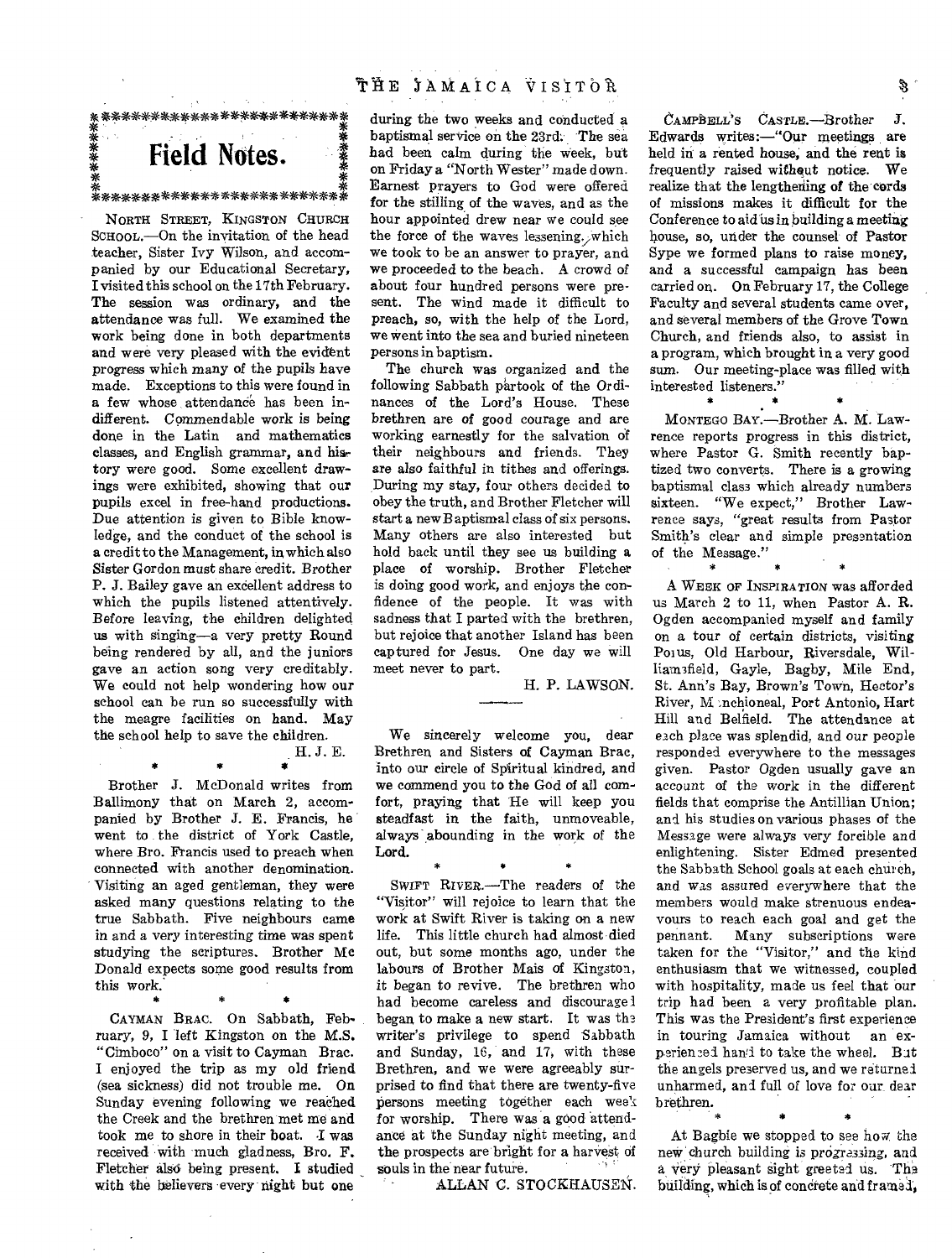# Field Notes.

NORTH STREET, KINGSTON CHURCH SCHOOL.—On the invitation of the head teacher, Sister Ivy Wilson, and accompanied by our Educational Secretary, I visited this school on the 17th February. The session was ordinary, and the attendance was full. We examined the work being done in both departments and were very pleased with the evident progress which many of the pupils have made. Exceptions to this were found in a few whose attendance has been indifferent. Commendable work is being done in the Latin and mathematics classes, and English grammar, and history were good. Some excellent drawings were exhibited, showing that our pupils excel in free-hand productions. Due attention is given to Bible knowledge, and the conduct of the school is a credit to the Management, in which also Sister Gordon must share credit. Brother P. J. Bailey gave an excellent address to which the pupils listened attentively. Before leaving, the children delighted us with singing—a very pretty Round being rendered by all, and the juniors gave an action song very creditably. We could not help wondering how our school can be run so successfully with the meagre facilities on hand. May the school help to save the children.

H. J. E.

\* \* \*

Brother J. McDonald writes from Ballimony that on March 2, accompanied by Brother J. E. Francis, he went to the district of York Castle, where Bro. Francis used to preach when connected with another denomination. Visiting an aged gentleman, they were asked many questions relating to the true Sabbath. Five neighbours came in and a very interesting time was spent studying the scriptures. Brother Mc Donald expects some good results from this work.

\* \* \*

CAYMAN BRAC. On Sabbath, February, 9, I left Kingston on the M.S. "Cimboco" on a visit to Cayman Brac. I enjoyed the trip as my old friend (sea sickness) did not trouble me. On Sunday evening following we reached the Creek and the brethren met me and took me to shore in their boat. I was received with much gladness, Bro. F. Fletcher also being present. I studied with the believers every night but one during the two weeks and conducted a baptismal service on the 23rd. The sea had been calm during the week, but on Friday a "North Wester" made down. Earnest prayers to God were offered for the stilling of the waves, and as the hour appointed drew near we could see the force of the waves lessening, which we took to be an answer to prayer, and we proceeded to the beach. A crowd of about four hundred persons were present. The wind made it difficult to preach, so, with the help of the Lord, we went into the sea and buried nineteen persons in baptism.

The church was organized and the following Sabbath partook of the Ordinances of the Lord's House. These brethren are of good courage and are working earnestly for the salvation of their neighbours and friends. They are also faithful in tithes and offerings. During my stay, four others decided to obey the truth, and Brother Fletcher will start a new Baptismal class of six persons. Many others are also interested but hold back until they see us building a place of worship. Brother Fletcher is doing good work, and enjoys the confidence of the people. It was with sadness that I parted with the brethren, but rejoice that another Island has been captured for Jesus. One day we will meet never to part.

H. P. LAWSON.

---

We sincerely welcome you, dear Brethren and Sisters of Cayman Brac, into our circle of Spiritual kindred, and we commend you to the God of all comfort, praying that He will keep you steadfast in the faith, unmoveable, always abounding in the work of the Lord.

\* \* \*

SWIFT RIVER.—The readers of the "Visitor" will rejoice to learn that the work at Swift River is taking on a new life. This little church had almost died out, but some months ago, under the labours of Brother Mais of Kingston, it began to revive. The brethren who had become careless and discouraged began to make a new start. It was the writer's privilege to spend Sabbath and Sunday, 16, and 17, with these Brethren, and we were agreeably surprised to find that there are twenty-five persons meeting together each week for worship. There was a good attendance at the Sunday night meeting, and the prospects are bright for a harvest of souls in the near future.

ALLAN C. STOCKHAUSEN.

CAMPBELL'S CASTLE.—Brother J. Edwards writes:—"Our meetings are held in a rented house, and the rent is frequently raised without notice. We realize that the lengthening of the cords of missions makes it difficult for the Conference to aid us in building a meeting house, so, under the counsel of Pastor Sype we formed plans to raise money, and a successful campaign has been carried on. On February 17, the College Faculty and several students came over, and several members of the Grove Town Church, and friends also, to assist in a program, which brought in a very good sum. Our meeting-place was filled with interested listeners."

\* \* \*

MONTEGO BAY.—Brother A. M. Lawrence reports progress in this district, where Pastor G. Smith recently baptized two converts. There is a growing baptismal class which already numbers sixteen. "We expect," Brother Lawrence says, "great results from Pastor Smith's clear and simple presentation of the Message."

\* \* \*

A WEEK OF INSPIRATION was afforded us March 2 to 11, when Pastor A. R. Ogden accompanied myself and family on a tour of certain districts, visiting Porus, Old Harbour, Riversdale, Williamsfield, Gayle, Bagby, Mile End, St. Ann's Bay, Brown's Town, Hector's River, Manchioneal, Port Antonio, Hart Hill and Belfield. The attendance at each place was splendid, and our people responded everywhere to the messages given. Pastor Ogden usually gave an account of the work in the different fields that comprise the Antillian Union; and his studies on various phases of the Message were always very forcible and enlightening. Sister Edmed presented the Sabbath School goals at each church, and was assured everywhere that the members would make strenuous endeavours to reach each goal and get the pennant. Many subscriptions were taken for the "Visitor," and the kind enthusiasm that we witnessed, coupled with hospitality, made us feel that our trip had been a very profitable plan. This was the President's first experience in touring Jamaica without an experienced hand to take the wheel. But the angels preserved us, and we returned unharmed, and full of love for our dear brethren.

\* \* \*

At Bagbie we stopped to see how the new church building is progressing, and a very pleasant sight greeted us. The building, which is of concrete and framed,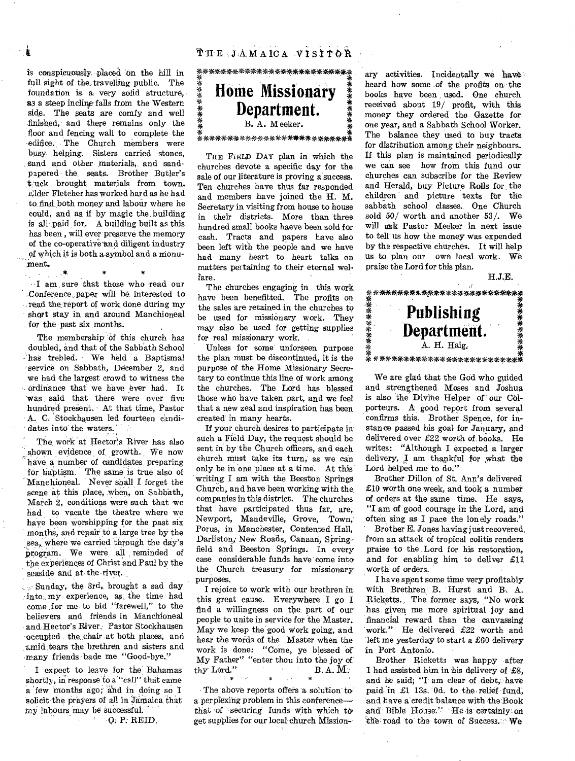is conspicuously placed on the hill in full sight of the travelling public. The foundation is a very solid structure, as a steep incline falls from the Western side. The seats are comfy and well finished, and there remains only the floor and fencing wall to complete the edifice. The Church members were busy helping. Sisters carried stones, sand and other materials, and sandpapered the seats. Brother Butler's truck brought materials from town. Elder Fletcher has worked hard as he had to find both money and labour where he could, and as if by magic the building is all paid for. A building built as this has been, will ever preserve the memory of the co-operative and diligent industry of which it is both a symbol and a monument.

\* \* \*

I am sure that those who read our Conference paper will be interested to read the report of work done during my short stay in and around Manchioneal for the past six months.

The membership of this church has doubled, and that of the Sabbath School has trebled. We held a Baptismal service on Sabbath, December 2, and we had the largest crowd to witness the ordinance that we have ever had. It was said that there were over five hundred present. At that time, Pastor A. C. Stockhausen led fourteen candidates into the waters.

The work at Hector's River has also shown evidence of growth. We now have a number of candidates preparing for baptism. The same is true also of Manchioneal. Never shall I forget the scene at this place, when, on Sabbath, March 2, conditions were such that we had to vacate the theatre where we have been worshipping for the past six months, and repair to a large tree by the sea, where we carried through the day's program. We were all reminded of the experiences of Christ and Paul by the seaside and at the river.

Sunday, the 3rd, brought a sad day into my experience, as the time had come for me to bid "farewell," to the believers and friends in Manchioneal and Hector's River. Pastor Stockhausen occupied the chair at both places, and amid tears the brethren and sisters and many friends bade me "Good-bye."

I expect to leave for the Bahamas shortly, in response to a "call" that came a few months ago; and in doing so I solicit the prayers of all in Jamaica that my labours may be successful.

O. P. REID.

## Home Missionary Department.

B. A. Meeker.

THE FIELD DAY plan in which the churches devote a specific day for the sale of our literature is proving a success. Ten churches have thus far responded and members have joined the H. M. Secretary in visiting from house to house in their districts. More than three hundred small books haeve been sold for cash. Tracts and papers have also been left with the people and we have had many heart to heart talks on matters pertaining to their eternal welfare.

The churches engaging in this work have been benefitted. The profits on the sales are retained in the churches to be used for missionary work. They may also be used for getting supplies for real missionary work.

Unless for some unforseen purpose the plan must be discontinued, it is the purpose of the Home Missionary Secretary to continue this line of work among the churches. The Lord has blessed those who have taken part, and we feel that a new zeal and inspiration has been created in many hearts.

If your church desires to participate in such a Field Day, the request should be sent in by the Church officers, and each church must take its turn, as we can only be in one place at a time. At this writing I am with the Beeston Springs Church, and have been working with the companies in this district. The churches that have participated thus far, are, Newport, Mandeville, Grove, Town, Porus, in Manchester, Contented Hall, Darliston, New Roads, Canaan, Springfield and Beeston Springs. In every case considerable funds have come into the Church treasury for missionary purposes.

I rejoice to work with our brethren in this great cause. Everywhere I go I find a willingness on the part of our people to unite in service for the Master. May we keep the good work going, and hear the words of the Master when the work is done: "Come, ye blessed of My Father" "enter thou into the joy of thy Lord." B. A. M.

\* \* \*

The above reports offers a solution to a perplexing problem in this conference—that of securing funds with which to get supplies for our local church Missionary activities. Incidentally we have heard how some of the profits on the books have been used. One church received about 19/ profit, with this money they ordered the Gazette for one year, and a Sabbath School Worker. The balance they used to buy tracts for distribution among their neighbours. If this plan is maintained periodically we can see how from this fund our churches can subscribe for the Review and Herald, buy Picture Rolls for the children and picture texts for the sabbath school classes. One Church sold 50/ worth and another 53/. We will ask Pastor Meeker in next issue to tell us how the money was expended by the respective churches. It will help us to plan our own local work. We praise the Lord for this plan.

H.J.E.

## Publishing Department.

A. H. Haig.

We are glad that the God who guided and strengthened Moses and Joshua is also the Divine Helper of our Colporteurs. A good report from several confirms this. Brother Spence, for instance passed his goal for January, and delivered over £22 worth of books. He writes: "Although I expected a larger delivery, I am thankful for what the Lord helped me to do."

Brother Dillon of St. Ann's delivered £10 worth one week, and took a number of orders at the same time. He says, "I am of good courage in the Lord, and often sing as I pace the lonely roads."

Brother E. Jones having just recovered from an attack of tropical colitis renders praise to the Lord for his restoration, and for enabling him to deliver £11 worth of orders.

I have spent some time very profitably with Brethren B. Hurst and B. A. Ricketts. The former says, "No work has given me more spiritual joy and financial reward than the canvassing work." He delivered £22 worth and left me yesterday to start a £60 delivery in Port Antonio.

Brother Ricketts was happy after I had assisted him in his delivery of £8, and he said, "I am clear of debt, have paid in £1 13s. 0d. to the relief fund, and have a credit balance with the Book and Bible House." He is certainly on the road to the town of Success. We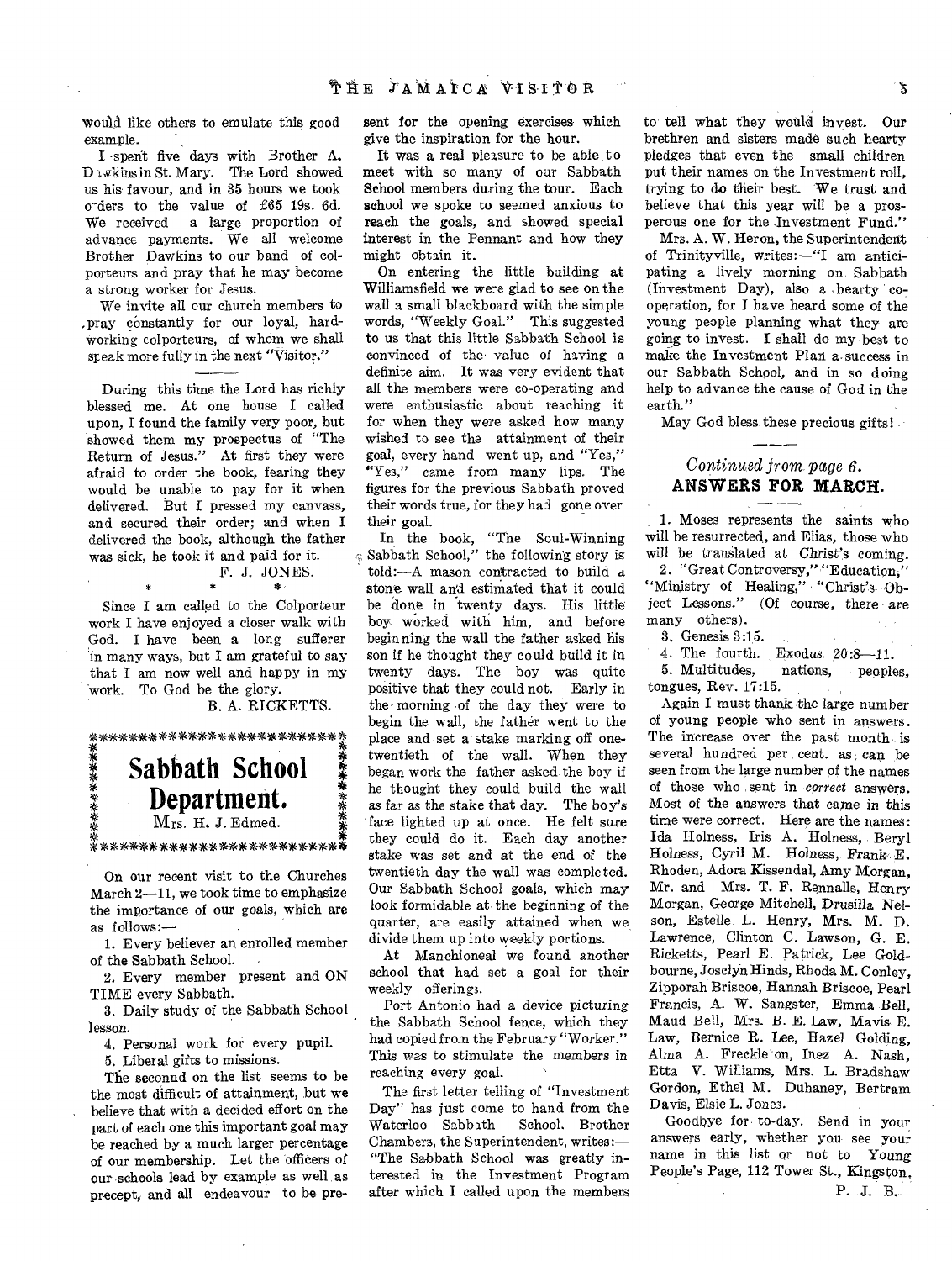would like others to emulate this good example.

I spent five days with Brother A. Dawkins in St. Mary. The Lord showed us his favour, and in 35 hours we took orders to the value of £65 19s. 6d. We received a large proportion of advance payments. We all welcome Brother Dawkins to our band of colporteurs and pray that he may become a strong worker for Jesus.

We invite all our church members to pray constantly for our loyal, hard-working colporteurs, of whom we shall speak more fully in the next "Visitor."

---

During this time the Lord has richly blessed me. At one house I called upon, I found the family very poor, but showed them my prospectus of "The Return of Jesus." At first they were afraid to order the book, fearing they would be unable to pay for it when delivered. But I pressed my canvass, and secured their order; and when I delivered the book, although the father was sick, he took it and paid for it.

F. J. JONES.

\* \* \*

Since I am called to the Colporteur work I have enjoyed a closer walk with God. I have been a long sufferer in many ways, but I am grateful to say that I am now well and happy in my work. To God be the glory.

B. A. RICKETTS.

## Sabbath School Department.

Mrs. H. J. Edmed.

On our recent visit to the Churches March 2—11, we took time to emphasize the importance of our goals, which are as follows:—

1. Every believer an enrolled member of the Sabbath School.
2. Every member present and ON TIME every Sabbath.
3. Daily study of the Sabbath School lesson.
4. Personal work for every pupil.
5. Liberal gifts to missions.

The seconnd on the list seems to be the most difficult of attainment, but we believe that with a decided effort on the part of each one this important goal may be reached by a much larger percentage of our membership. Let the officers of our schools lead by example as well as precept, and all endeavour to be present for the opening exercises which give the inspiration for the hour.

It was a real pleasure to be able to meet with so many of our Sabbath School members during the tour. Each school we spoke to seemed anxious to reach the goals, and showed special interest in the Pennant and how they might obtain it.

On entering the little building at Williamsfield we were glad to see on the wall a small blackboard with the simple words, "Weekly Goal." This suggested to us that this little Sabbath School is convinced of the value of having a definite aim. It was very evident that all the members were co-operating and were enthusiastic about reaching it for when they were asked how many wished to see the attainment of their goal, every hand went up, and "Yes," "Yes," came from many lips. The figures for the previous Sabbath proved their words true, for they had gone over their goal.

In the book, "The Soul-Winning Sabbath School," the following story is told:—A mason contracted to build a stone wall and estimated that it could be done in twenty days. His little boy worked with him, and before beginning the wall the father asked his son if he thought they could build it in twenty days. The boy was quite positive that they could not. Early in the morning of the day they were to begin the wall, the father went to the place and set a stake marking off one-twentieth of the wall. When they began work the father asked the boy if he thought they could build the wall as far as the stake that day. The boy's face lighted up at once. He felt sure they could do it. Each day another stake was set and at the end of the twentieth day the wall was completed. Our Sabbath School goals, which may look formidable at the beginning of the quarter, are easily attained when we divide them up into weekly portions.

At Manchioneal we found another school that had set a goal for their weekly offerings.

Port Antonio had a device picturing the Sabbath School fence, which they had copied from the February "Worker." This was to stimulate the members in reaching every goal.

The first letter telling of "Investment Day" has just come to hand from the Waterloo Sabbath School. Brother Chambers, the Superintendent, writes:—"The Sabbath School was greatly interested in the Investment Program after which I called upon the members to tell what they would invest. Our brethren and sisters made such hearty pledges that even the small children put their names on the Investment roll, trying to do their best. We trust and believe that this year will be a prosperous one for the Investment Fund."

Mrs. A. W. Heron, the Superintendent of Trinityville, writes:—"I am anticipating a lively morning on Sabbath (Investment Day), also a hearty co-operation, for I have heard some of the young people planning what they are going to invest. I shall do my best to make the Investment Plan a success in our Sabbath School, and in so doing help to advance the cause of God in the earth."

May God bless these precious gifts!

---

*Continued from page 6.*

### ANSWERS FOR MARCH.

1. Moses represents the saints who will be resurrected, and Elias, those who will be translated at Christ's coming.
2. "Great Controversy," "Education," "Ministry of Healing," "Christ's Object Lessons." (Of course, there are many others).
3. Genesis 3:15.
4. The fourth. Exodus 20:8—11.
5. Multitudes, nations, peoples, tongues, Rev. 17:15.

Again I must thank the large number of young people who sent in answers. The increase over the past month is several hundred per cent. as can be seen from the large number of the names of those who sent in *correct* answers. Most of the answers that came in this time were correct. Here are the names: Ida Holness, Iris A. Holness, Beryl Holness, Cyril M. Holness, Frank E. Rhoden, Adora Kissendal, Amy Morgan, Mr. and Mrs. T. F. Rennalls, Henry Morgan, George Mitchell, Drusilla Nelson, Estelle L. Henry, Mrs. M. D. Lawrence, Clinton C. Lawson, G. E. Ricketts, Pearl E. Patrick, Lee Goldbourne, Joscl yn Hinds, Rhoda M. Conley, Zipporah Briscoe, Hannah Briscoe, Pearl Francis, A. W. Sangster, Emma Bell, Maud Bell, Mrs. B. E. Law, Mavis E. Law, Bernice R. Lee, Hazel Golding, Alma A. Freckleton, Inez A. Nash, Etta V. Williams, Mrs. L. Bradshaw Gordon, Ethel M. Duhaney, Bertram Davis, Elsie L. Jones.

Goodbye for to-day. Send in your answers early, whether you see your name in this list or not to Young People's Page, 112 Tower St., Kingston.

P. J. B.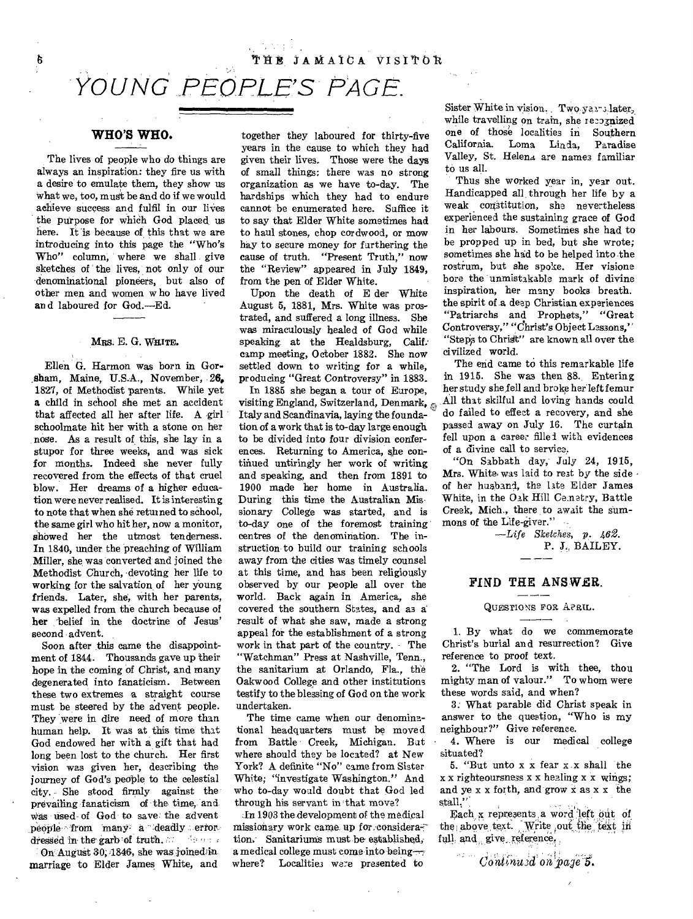# YOUNG PEOPLE'S PAGE.

## WHO'S WHO.

The lives of people who do things are always an inspiration: they fire us with a desire to emulate them, they show us what we, too, must be and do if we would achieve success and fulfil in our lives the purpose for which God placed us here. It is because of this that we are introducing into this page the "Who's Who" column, where we shall give sketches of the lives, not only of our denominational pioneers, but also of other men and women who have lived and laboured for God.—Ed.

### MRS. E. G. WHITE.

Ellen G. Harmon was born in Gorsham, Maine, U.S.A., November, 26, 1827, of Methodist parents. While yet a child in school she met an accident that affected all her after life. A girl schoolmate hit her with a stone on her nose. As a result of this, she lay in a stupor for three weeks, and was sick for months. Indeed she never fully recovered from the effects of that cruel blow. Her dreams of a higher education were never realised. It is interesting to note that when she returned to school, the same girl who hit her, now a monitor, showed her the utmost tenderness. In 1840, under the preaching of William Miller, she was converted and joined the Methodist Church, devoting her life to working for the salvation of her young friends. Later, she, with her parents, was expelled from the church because of her belief in the doctrine of Jesus' second advent.

Soon after this came the disappointment of 1844. Thousands gave up their hope in the coming of Christ, and many degenerated into fanaticism. Between these two extremes a straight course must be steered by the advent people. They were in dire need of more than human help. It was at this time that God endowed her with a gift that had long been lost to the church. Her first vision was given her, describing the journey of God's people to the celestial city. She stood firmly against the prevailing fanaticism of the time, and was used of God to save the advent people from many a deadly error dressed in the garb of truth.

On August 30, 1846, she was joined in marriage to Elder James White, and together they laboured for thirty-five years in the cause to which they had given their lives. Those were the days of small things: there was no strong organization as we have to-day. The hardships which they had to endure cannot be enumerated here. Suffice it to say that Elder White sometimes had to haul stones, chop cordwood, or mow hay to secure money for furthering the cause of truth. "Present Truth," now the "Review" appeared in July 1849, from the pen of Elder White.

Upon the death of Elder White August 5, 1881, Mrs. White was prostrated, and suffered a long illness. She was miraculously healed of God while speaking at the Healdsburg, Calif. camp meeting, October 1882. She now settled down to writing for a while, producing "Great Controversy" in 1883.

In 1885 she began a tour of Europe, visiting England, Switzerland, Denmark, Italy and Scandinavia, laying the foundation of a work that is to-day large enough to be divided into four division conferences. Returning to America, she continued untiringly her work of writing and speaking, and then from 1891 to 1900 made her home in Australia. During this time the Australian Missionary College was started, and is to-day one of the foremost training centres of the denomination. The instruction to build our training schools away from the cities was timely counsel at this time, and has been religiously observed by our people all over the world. Back again in America, she covered the southern States, and as a result of what she saw, made a strong appeal for the establishment of a strong work in that part of the country. The "Watchman" Press at Nashville, Tenn., the sanitarium at Orlando, Fla., the Oakwood College and other institutions testify to the blessing of God on the work undertaken.

The time came when our denominational headquarters must be moved from Battle Creek, Michigan. But where should they be located? at New York? A definite "No" came from Sister White; "investigate Washington." And who to-day would doubt that God led through his servant in that move?

In 1903 the development of the medical missionary work came up for consideration. Sanitariums must be established, a medical college must come into being—where? Localities were presented to Sister White in vision. Two years later, while travelling on train, she recognized one of those localities in Southern California. Loma Linda, Paradise Valley, St. Helena are names familiar to us all.

Thus she worked year in, year out. Handicapped all through her life by a weak constitution, she nevertheless experienced the sustaining grace of God in her labours. Sometimes she had to be propped up in bed, but she wrote; sometimes she had to be helped into the rostrum, but she spoke. Her visions bore the unmistakable mark of divine inspiration, her many books breath. the spirit of a deep Christian experiences "Patriarchs and Prophets," "Great Controversy," "Christ's Object Lessons," "Steps to Christ" are known all over the civilized world.

The end came to this remarkable life in 1915. She was then 88. Entering her study she fell and broke her left femur All that skilful and loving hands could do failed to effect a recovery, and she passed away on July 16. The curtain fell upon a career filled with evidences of a divine call to service.

"On Sabbath day, July 24, 1915, Mrs. White was laid to rest by the side of her husband, the late Elder James White, in the Oak Hill Cemetry, Battle Creek, Mich., there to await the summons of the Life-giver."

—*Life Sketches, p. 462.*

P. J. BAILEY.

## FIND THE ANSWER.

### QUESTIONS FOR APRIL.

1. By what do we commemorate Christ's burial and resurrection? Give reference to proof text.

2. "The Lord is with thee, thou mighty man of valour." To whom were these words said, and when?

3. What parable did Christ speak in answer to the question, "Who is my neighbour?" Give reference.

4. Where is our medical college situated?

5. "But unto x x fear x x shall the x x righteoursness x x healing x x wings; and ye x x forth, and grow x as x x the stall."

Each x represents a word left out of the above text. Write out the text in full and give reference.

*Continued on page 5.*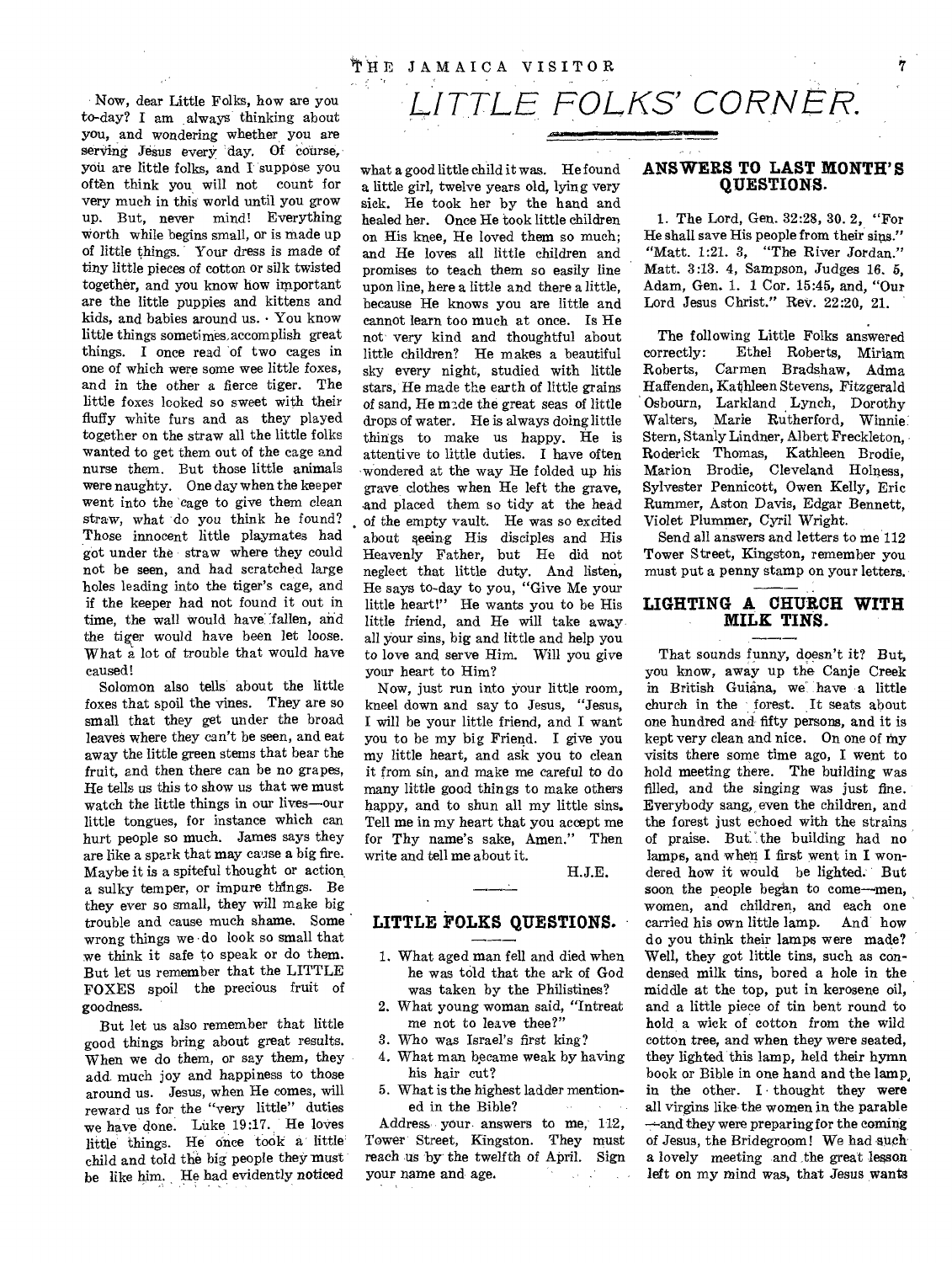# LITTLE FOLKS' CORNER.

Now, dear Little Folks, how are you to-day? I am always thinking about you, and wondering whether you are serving Jesus every day. Of course, you are little folks, and I suppose you often think you will not count for very much in this world until you grow up. But, never mind! Everything worth while begins small, or is made up of little things. Your dress is made of tiny little pieces of cotton or silk twisted together, and you know how important are the little puppies and kittens and kids, and babies around us. You know little things sometimes accomplish great things. I once read of two cages in one of which were some wee little foxes, and in the other a fierce tiger. The little foxes looked so sweet with their fluffy white furs and as they played together on the straw all the little folks wanted to get them out of the cage and nurse them. But those little animals were naughty. One day when the keeper went into the cage to give them clean straw, what do you think he found? Those innocent little playmates had got under the straw where they could not be seen, and had scratched large holes leading into the tiger's cage, and if the keeper had not found it out in time, the wall would have fallen, and the tiger would have been let loose. What a lot of trouble that would have caused!

Solomon also tells about the little foxes that spoil the vines. They are so small that they get under the broad leaves where they can't be seen, and eat away the little green stems that bear the fruit, and then there can be no grapes, He tells us this to show us that we must watch the little things in our lives—our little tongues, for instance which can hurt people so much. James says they are like a spark that may cause a big fire. Maybe it is a spiteful thought or action, a sulky temper, or impure things. Be they ever so small, they will make big trouble and cause much shame. Some wrong things we do look so small that we think it safe to speak or do them. But let us remember that the LITTLE FOXES spoil the precious fruit of goodness.

But let us also remember that little good things bring about great results. When we do them, or say them, they add much joy and happiness to those around us. Jesus, when He comes, will reward us for the "very little" duties we have done. Luke 19:17. He loves little things. He once took a little child and told the big people they must be like him. He had evidently noticed what a good little child it was. He found a little girl, twelve years old, lying very sick. He took her by the hand and healed her. Once He took little children on His knee, He loved them so much; and He loves all little children and promises to teach them so easily line upon line, here a little and there a little, because He knows you are little and cannot learn too much at once. Is He not very kind and thoughtful about little children? He makes a beautiful sky every night, studied with little stars, He made the earth of little grains of sand, He made the great seas of little drops of water. He is always doing little things to make us happy. He is attentive to little duties. I have often wondered at the way He folded up his grave clothes when He left the grave, and placed them so tidy at the head of the empty vault. He was so excited about seeing His disciples and His Heavenly Father, but He did not neglect that little duty. And listen, He says to-day to you, "Give Me your little heart!" He wants you to be His little friend, and He will take away all your sins, big and little and help you to love and serve Him. Will you give your heart to Him?

Now, just run into your little room, kneel down and say to Jesus, "Jesus, I will be your little friend, and I want you to be my big Friend. I give you my little heart, and ask you to clean it from sin, and make me careful to do many little good things to make others happy, and to shun all my little sins. Tell me in my heart that you accept me for Thy name's sake, Amen." Then write and tell me about it.

H.J.E.

## LITTLE FOLKS QUESTIONS.

1. What aged man fell and died when he was told that the ark of God was taken by the Philistines?
2. What young woman said, "Intreat me not to leave thee?"
3. Who was Israel's first king?
4. What man became weak by having his hair cut?
5. What is the highest ladder mentioned in the Bible?

Address your answers to me, 112, Tower Street, Kingston. They must reach us by the twelfth of April. Sign your name and age.

## ANSWERS TO LAST MONTH'S QUESTIONS.

1. The Lord, Gen. 32:28, 30. 2, "For He shall save His people from their sins." "Matt. 1:21. 3, "The River Jordan." Matt. 3:13. 4, Sampson, Judges 16. 5, Adam, Gen. 1. 1 Cor. 15:45, and, "Our Lord Jesus Christ." Rev. 22:20, 21.

The following Little Folks answered correctly: Ethel Roberts, Miriam Roberts, Carmen Bradshaw, Adma Haffenden, Kathleen Stevens, Fitzgerald Osbourn, Larkland Lynch, Dorothy Walters, Marie Rutherford, Winnie Stern, Stanly Lindner, Albert Freckleton, Roderick Thomas, Kathleen Brodie, Marion Brodie, Cleveland Holness, Sylvester Pennicott, Owen Kelly, Eric Rummer, Aston Davis, Edgar Bennett, Violet Plummer, Cyril Wright.

Send all answers and letters to me 112 Tower Street, Kingston, remember you must put a penny stamp on your letters.

## LIGHTING A CHURCH WITH MILK TINS.

That sounds funny, doesn't it? But, you know, away up the Canje Creek in British Guiana, we have a little church in the forest. It seats about one hundred and fifty persons, and it is kept very clean and nice. On one of my visits there some time ago, I went to hold meeting there. The building was filled, and the singing was just fine. Everybody sang, even the children, and the forest just echoed with the strains of praise. But the building had no lamps, and when I first went in I wondered how it would be lighted. But soon the people began to come—men, women, and children, and each one carried his own little lamp. And how do you think their lamps were made? Well, they got little tins, such as condensed milk tins, bored a hole in the middle at the top, put in kerosene oil, and a little piece of tin bent round to hold a wick of cotton from the wild cotton tree, and when they were seated, they lighted this lamp, held their hymn book or Bible in one hand and the lamp in the other. I thought they were all virgins like the women in the parable —and they were preparing for the coming of Jesus, the Bridegroom! We had such a lovely meeting and the great lesson left on my mind was, that Jesus wants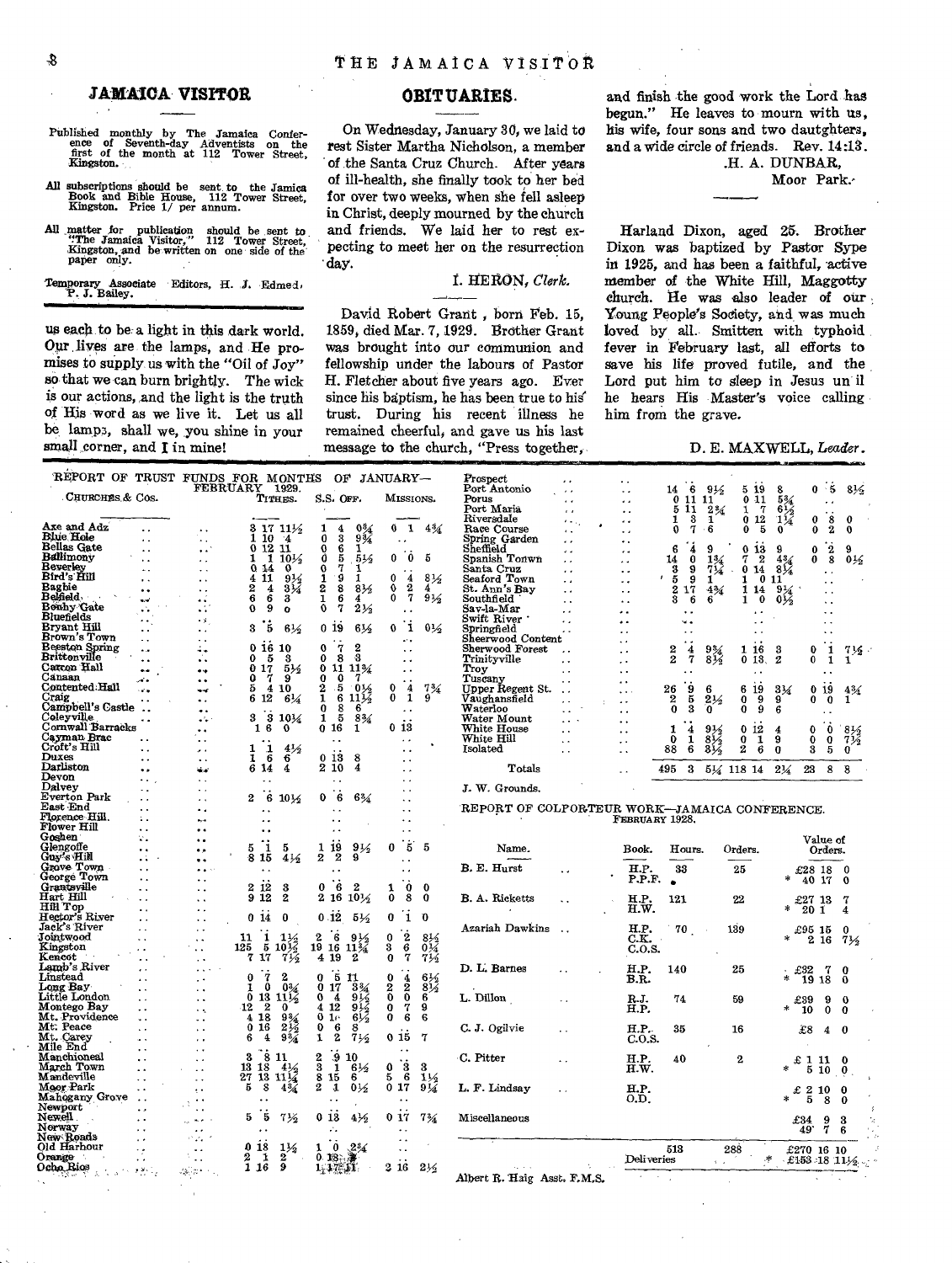## JAMAICA VISITOR

Published monthly by The Jamaica Conference of Seventh-day Adventists on the first of the month at 112 Tower Street, Kingston.

All subscriptions should be sent to the Jamica Book and Bible House, 112 Tower Street, Kingston. Price 1/ per annum.

All matter for publication should be sent to "The Jamaica Visitor," 112 Tower Street, Kingston, and be written on one side of the paper only.

Temporary Associate Editors, H. J. Edmed, P. J. Bailey.

us each to be a light in this dark world. Our lives are the lamps, and He promises to supply us with the "Oil of Joy" so that we can burn brightly. The wick is our actions, and the light is the truth of His word as we live it. Let us all be lamps, shall we, you shine in your small corner, and I in mine!

## OBITUARIES.

On Wednesday, January 30, we laid to rest Sister Martha Nicholson, a member of the Santa Cruz Church. After years of ill-health, she finally took to her bed for over two weeks, when she fell asleep in Christ, deeply mourned by the church and friends. We laid her to rest expecting to meet her on the resurrection day.

I. HERON, *Clerk.*

David Robert Grant, born Feb. 15, 1859, died Mar. 7, 1929. Brother Grant was brought into our communion and fellowship under the labours of Pastor H. Fletcher about five years ago. Ever since his baptism, he has been true to his trust. During his recent illness he remained cheerful, and gave us his last message to the church, "Press together, and finish the good work the Lord has begun." He leaves to mourn with us, his wife, four sons and two dautghters, and a wide circle of friends. Rev. 14:13.

H. A. DUNBAR,
Moor Park.

Harland Dixon, aged 25. Brother Dixon was baptized by Pastor Sype in 1925, and has been a faithful, active member of the White Hill, Maggotty church. He was also leader of our Young People's Society, and was much loved by all. Smitten with typhoid fever in February last, all efforts to save his life proved futile, and the Lord put him to sleep in Jesus until he hears His Master's voice calling him from the grave.

D. E. MAXWELL, *Leader.*

### REPORT OF TRUST FUNDS FOR MONTHS OF JANUARY—FEBRUARY 1929.

| CHURCHES & COS. | TITHES. | S.S. OFF. | MISSIONS. |
|---|---|---|---|
| Axe and Adz | 3 17 11½ | 1 4 0¾ | 0 1 4¾ |
| Blue Hole | 1 10 4 | 0 3 9¾ | .. |
| Bellas Gate | 0 12 11 | 0 6 1 | |
| Ballimony | 1 1 10½ | 0 5 5½ | 0 0 5 |
| Beverley | 0 14 0 | 0 7 1 | |
| Bird's Hill | 4 11 9½ | 1 9 1 | 0 4 8½ |
| Bagbie | 2 4 3¼ | 2 8 8½ | 0 2 4 |
| Belfield | 6 6 3 | 1 6 4 | 0 7 9½ |
| Bonny Gate | 0 9 0 | 0 7 2½ | .. |
| Bluefields | .. | .. | |
| Bryant Hill | 3 5 6½ | 0 19 6½ | 0 1 0½ |
| Brown's Town | .. | .. | .. |
| Beeston Spring | 0 16 10 | 0 7 2 | .. |
| Brittonville | 0 5 3 | 0 8 3 | .. |
| Carron Hall | 0 17 5½ | 0 11 11¾ | .. |
| Canaan | 0 7 9 | 0 0 7 | .. |
| Contented Hall | 5 4 10 | 2 5 0½ | 0 4 7¾ |
| Craig | 6 12 6¼ | 1 6 11½ | 0 1 9 |
| Campbell's Castle | .. | 0 8 6 | .. |
| Coleyville | 3 3 10¼ | 1 5 8¾ | .. |
| Cornwall Barracks | 1 6 0 | 0 16 1 | 0 13 |
| Cayman Brac | .. | .. | .. |
| Croft's Hill | 1 1 4½ | .. | .. |
| Duxes | 1 6 6 | 0 13 8 | .. |
| Darliston | 6 14 4 | 2 10 4 | .. |
| Devon | .. | .. | .. |
| Dalvey | .. | .. | .. |
| Everton Park | 2 6 10½ | 0 6 6¾ | .. |
| East End | .. | .. | .. |
| Florence Hill | .. | .. | .. |
| Flower Hill | .. | .. | .. |
| Goshen | .. | .. | .. |
| Glengoffe | 5 1 5 | 1 19 9½ | 0 5 5 |
| Guy's Hill | 8 15 4½ | 2 2 9 | .. |
| Grove Town | .. | .. | .. |
| George Town | .. | .. | .. |
| Grantsville | 2 12 3 | 0 6 2 | 1 0 0 |
| Hart Hill | 9 12 2 | 2 16 10½ | 0 8 0 |
| Hill Top | .. | .. | .. |
| Hector's River | 0 14 0 | 0 12 5½ | 0 1 0 |
| Jack's River | .. | .. | .. |
| Jointwood | 11 1 1½ | 2 6 9½ | 0 2 8½ |
| Kingston | 125 5 10½ | 19 16 11¾ | 3 6 0¼ |
| Kencot | 7 17 7½ | 4 19 2 | 0 7 7½ |
| Lamb's River | .. | .. | .. |
| Linstead | 0 7 2 | 0 5 11 | 0 4 6½ |
| Long Bay | 1 0 0¾ | 0 17 3¾ | 2 2 8½ |
| Little London | 0 13 11½ | 0 4 9½ | 0 0 6 |
| Montego Bay | 12 2 0 | 4 12 9½ | 0 7 9 |
| Mt. Providence | 4 18 9¾ | 0 1. 6½ | 0 6 6 |
| Mt. Peace | 0 16 2½ | 0 6 8 | .. |
| Mt. Carey | 6 4 9¾ | 1 2 7½ | 0 15 7 |
| Mile End | .. | .. | .. |
| Manchioneal | 3 8 11 | 2 9 10 | .. |
| March Town | 13 18 4½ | 3 1 6½ | 0 3 3 |
| Mandeville | 27 13 11¼ | 8 15 6 | 5 6 1½ |
| Moor Park | 5 8 4¾ | 2 1 0½ | 0 17 9¼ |
| Mahogany Grove | .. | .. | .. |
| Newport | .. | .. | .. |
| Newell | 5 5 7½ | 0 13 4½ | 0 17 7¾ |
| Norway | .. | .. | .. |
| New Roads | .. | .. | .. |
| Old Harbour | 0 18 1½ | 1 0 2¾ | .. |
| Orange | 2 1 2 | 0 18 | .. |
| Ocho Rios | 1 16 9 | 1 17 11 | 2 16 2½ |
| Prospect | .. | .. | .. |
| Port Antonio | 14 6 9½ | 5 19 8 | 0 5 8½ |
| Porus | 0 11 11 | 0 11 5¾ | .. |
| Port Maria | 5 11 2¾ | 1 7 6½ | .. |
| Riversdale | 1 3 1 | 0 12 1¼ | 0 8 0 |
| Race Course | 0 7 6 | 0 5 0 | 0 2 0 |
| Spring Garden | .. | .. | .. |
| Sheffield | 6 4 9 | 0 13 9 | 0 2 9 |
| Spanish Tonwn | 14 0 1¾ | 7 2 4¾ | 0 8 0½ |
| Santa Cruz | 3 9 7¼ | 0 14 8¼ | .. |
| Seaford Town | 5 9 1 | 1 0 11 | .. |
| St. Ann's Bay | 2 17 4¾ | 1 14 9¼ | .. |
| Southfield | 3 6 6 | 1 0 0½ | .. |
| Sav-la-Mar | .. | .. | .. |
| Swift River | .. | .. | .. |
| Springfield | .. | .. | .. |
| Sheerwood Content | .. | .. | .. |
| Sherwood Forest | 2 4 9¾ | 1 16 3 | 0 1 7¼ |
| Trinityville | 2 7 8½ | 0 13 2 | 0 1 1 |
| Troy | .. | .. | .. |
| Tuscany | .. | .. | .. |
| Upper Regent St. | 26 9 6 | 6 19 3¼ | 0 19 4¾ |
| Vaughansfield | 2 5 2½ | 0 9 9 | 0 0 1 |
| Waterloo | 0 3 0 | 0 9 6 | .. |
| Water Mount | .. | .. | .. |
| White House | 1 4 9½ | 0 12 4 | 0 0 8½ |
| White Hill | 0 1 8½ | 0 1 9 | 0 0 7½ |
| Isolated | 88 6 3½ | 2 6 0 | 3 5 0 |
| Totals | 495 3 5¼ | 118 14 2¾ | 23 8 8 |

J. W. Grounds.

### REPORT OF COLPORTEUR WORK—JAMAICA CONFERENCE. FEBRUARY 1928.

| Name. | Book. | Hours. | Orders. | Value of Orders. |
|---|---|---|---|---|
| B. E. Hurst | H.P. P.P.F. | 33 | 25 | £28 18 0 * 40 17 0 |
| B. A. Ricketts | H.P. H.W. | 121 | 22 | £27 13 7 * 20 1 4 |
| Azariah Dawkins | H.P. C.K. C.O.S. | 70 | 139 | £95 15 0 * 2 16 7½ |
| D. L. Barnes | H.P. B.R. | 140 | 25 | £32 7 0 * 19 18 0 |
| L. Dillon | R.J. H.P. | 74 | 59 | £39 9 0 * 10 0 0 |
| C. J. Ogilvie | H.P. C.O.S. | 35 | 16 | £8 4 0 |
| C. Pitter | H.P. H.W. | 40 | 2 | £1 11 0 * 5 10 0 |
| L. F. Lindsay | H.P. O.D. | | | £2 10 0 * 5 8 0 |
| Miscellaneous | | | | £34 9 3 49 7 6 |
| | Deliveries | 513 | 288 | £270 16 10 * £153 18 11½ |

Albert R. Haig Asst. F.M.S.